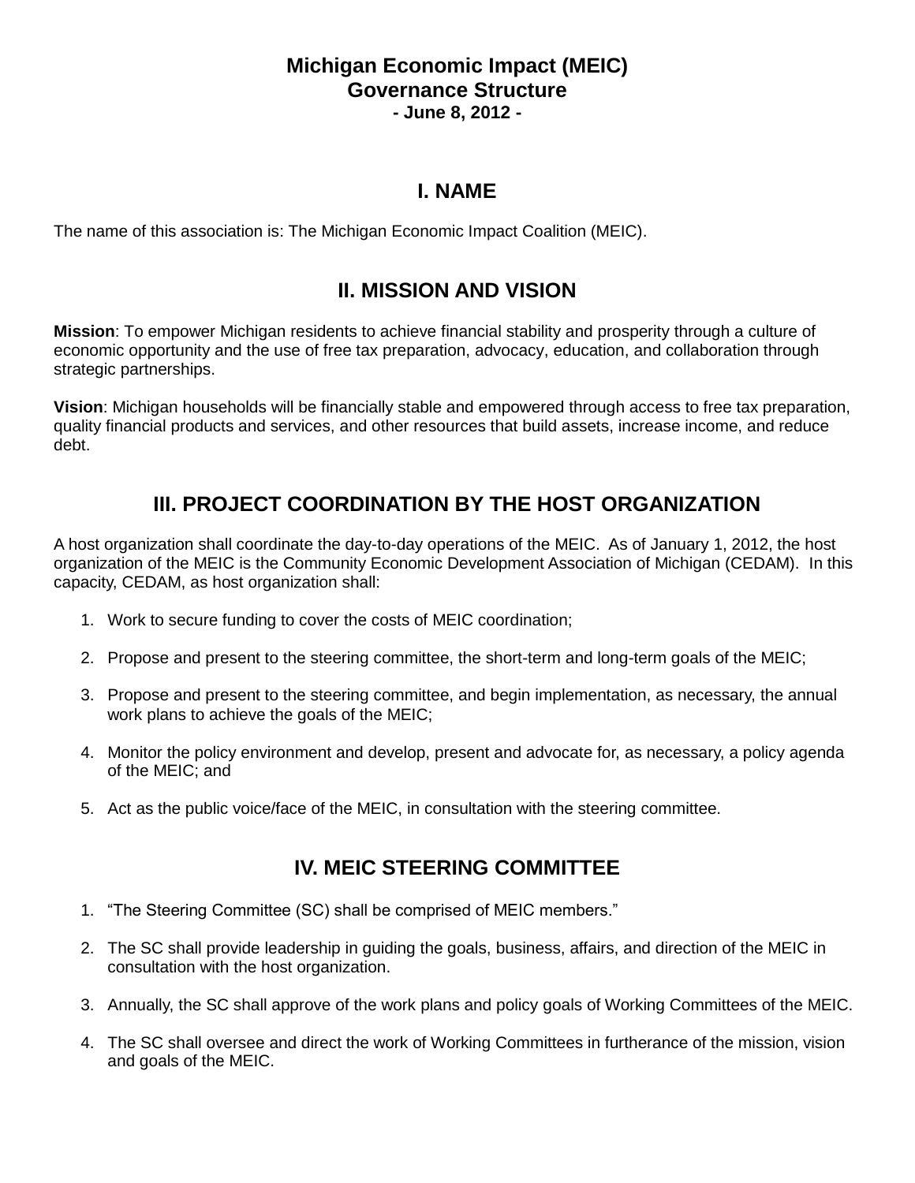# Michigan Economic Impact (MEIC)
# Governance Structure
**- June 8, 2012 -**

## I. NAME

The name of this association is: The Michigan Economic Impact Coalition (MEIC).

## II. MISSION AND VISION

**Mission**: To empower Michigan residents to achieve financial stability and prosperity through a culture of economic opportunity and the use of free tax preparation, advocacy, education, and collaboration through strategic partnerships.

**Vision**: Michigan households will be financially stable and empowered through access to free tax preparation, quality financial products and services, and other resources that build assets, increase income, and reduce debt.

## III. PROJECT COORDINATION BY THE HOST ORGANIZATION

A host organization shall coordinate the day-to-day operations of the MEIC. As of January 1, 2012, the host organization of the MEIC is the Community Economic Development Association of Michigan (CEDAM). In this capacity, CEDAM, as host organization shall:

1. Work to secure funding to cover the costs of MEIC coordination;
2. Propose and present to the steering committee, the short-term and long-term goals of the MEIC;
3. Propose and present to the steering committee, and begin implementation, as necessary, the annual work plans to achieve the goals of the MEIC;
4. Monitor the policy environment and develop, present and advocate for, as necessary, a policy agenda of the MEIC; and
5. Act as the public voice/face of the MEIC, in consultation with the steering committee.

## IV. MEIC STEERING COMMITTEE

1. "The Steering Committee (SC) shall be comprised of MEIC members."
2. The SC shall provide leadership in guiding the goals, business, affairs, and direction of the MEIC in consultation with the host organization.
3. Annually, the SC shall approve of the work plans and policy goals of Working Committees of the MEIC.
4. The SC shall oversee and direct the work of Working Committees in furtherance of the mission, vision and goals of the MEIC.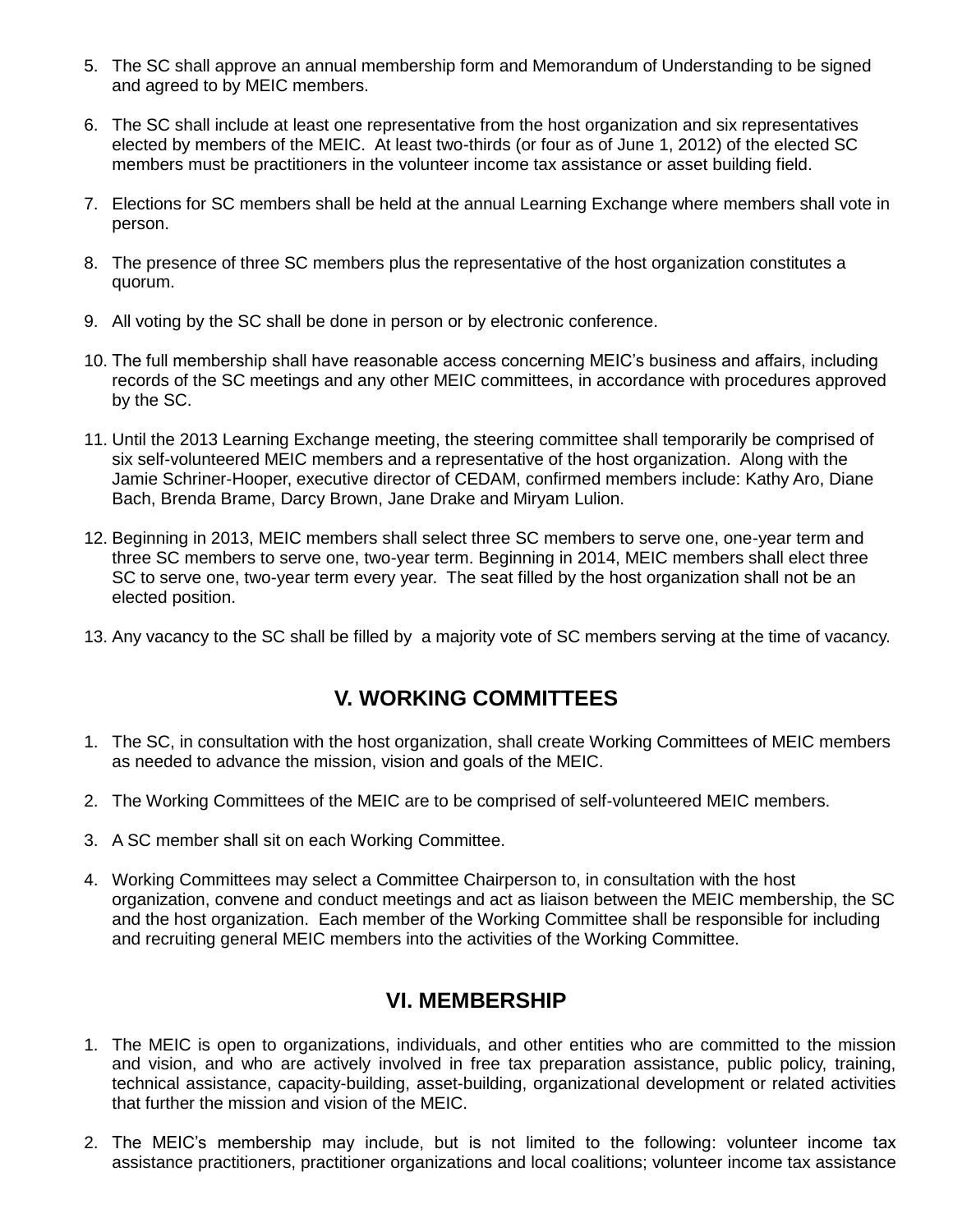5. The SC shall approve an annual membership form and Memorandum of Understanding to be signed and agreed to by MEIC members.

6. The SC shall include at least one representative from the host organization and six representatives elected by members of the MEIC. At least two-thirds (or four as of June 1, 2012) of the elected SC members must be practitioners in the volunteer income tax assistance or asset building field.

7. Elections for SC members shall be held at the annual Learning Exchange where members shall vote in person.

8. The presence of three SC members plus the representative of the host organization constitutes a quorum.

9. All voting by the SC shall be done in person or by electronic conference.

10. The full membership shall have reasonable access concerning MEIC's business and affairs, including records of the SC meetings and any other MEIC committees, in accordance with procedures approved by the SC.

11. Until the 2013 Learning Exchange meeting, the steering committee shall temporarily be comprised of six self-volunteered MEIC members and a representative of the host organization. Along with the Jamie Schriner-Hooper, executive director of CEDAM, confirmed members include: Kathy Aro, Diane Bach, Brenda Brame, Darcy Brown, Jane Drake and Miryam Lulion.

12. Beginning in 2013, MEIC members shall select three SC members to serve one, one-year term and three SC members to serve one, two-year term. Beginning in 2014, MEIC members shall elect three SC to serve one, two-year term every year. The seat filled by the host organization shall not be an elected position.

13. Any vacancy to the SC shall be filled by a majority vote of SC members serving at the time of vacancy.

## V. WORKING COMMITTEES

1. The SC, in consultation with the host organization, shall create Working Committees of MEIC members as needed to advance the mission, vision and goals of the MEIC.

2. The Working Committees of the MEIC are to be comprised of self-volunteered MEIC members.

3. A SC member shall sit on each Working Committee.

4. Working Committees may select a Committee Chairperson to, in consultation with the host organization, convene and conduct meetings and act as liaison between the MEIC membership, the SC and the host organization. Each member of the Working Committee shall be responsible for including and recruiting general MEIC members into the activities of the Working Committee.

## VI. MEMBERSHIP

1. The MEIC is open to organizations, individuals, and other entities who are committed to the mission and vision, and who are actively involved in free tax preparation assistance, public policy, training, technical assistance, capacity-building, asset-building, organizational development or related activities that further the mission and vision of the MEIC.

2. The MEIC's membership may include, but is not limited to the following: volunteer income tax assistance practitioners, practitioner organizations and local coalitions; volunteer income tax assistance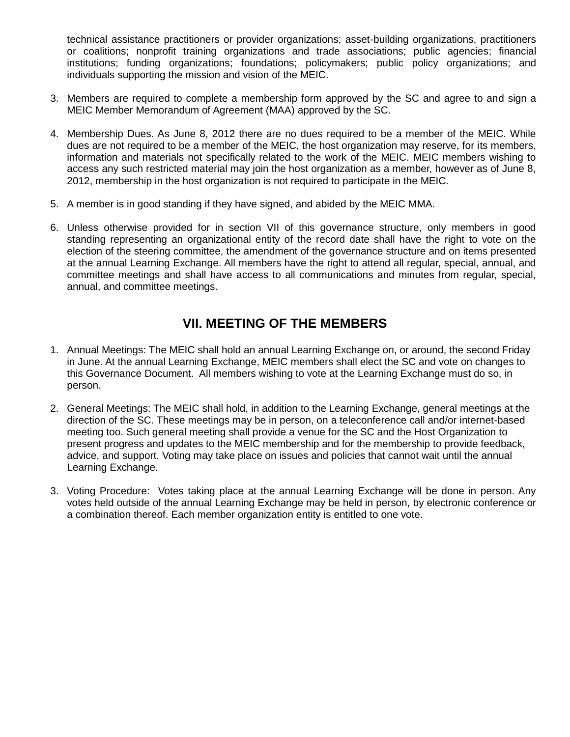technical assistance practitioners or provider organizations; asset-building organizations, practitioners or coalitions; nonprofit training organizations and trade associations; public agencies; financial institutions; funding organizations; foundations; policymakers; public policy organizations; and individuals supporting the mission and vision of the MEIC.

3. Members are required to complete a membership form approved by the SC and agree to and sign a MEIC Member Memorandum of Agreement (MAA) approved by the SC.

4. Membership Dues. As June 8, 2012 there are no dues required to be a member of the MEIC. While dues are not required to be a member of the MEIC, the host organization may reserve, for its members, information and materials not specifically related to the work of the MEIC. MEIC members wishing to access any such restricted material may join the host organization as a member, however as of June 8, 2012, membership in the host organization is not required to participate in the MEIC.

5. A member is in good standing if they have signed, and abided by the MEIC MMA.

6. Unless otherwise provided for in section VII of this governance structure, only members in good standing representing an organizational entity of the record date shall have the right to vote on the election of the steering committee, the amendment of the governance structure and on items presented at the annual Learning Exchange. All members have the right to attend all regular, special, annual, and committee meetings and shall have access to all communications and minutes from regular, special, annual, and committee meetings.

## VII. MEETING OF THE MEMBERS

1. Annual Meetings: The MEIC shall hold an annual Learning Exchange on, or around, the second Friday in June. At the annual Learning Exchange, MEIC members shall elect the SC and vote on changes to this Governance Document. All members wishing to vote at the Learning Exchange must do so, in person.

2. General Meetings: The MEIC shall hold, in addition to the Learning Exchange, general meetings at the direction of the SC. These meetings may be in person, on a teleconference call and/or internet-based meeting too. Such general meeting shall provide a venue for the SC and the Host Organization to present progress and updates to the MEIC membership and for the membership to provide feedback, advice, and support. Voting may take place on issues and policies that cannot wait until the annual Learning Exchange.

3. Voting Procedure: Votes taking place at the annual Learning Exchange will be done in person. Any votes held outside of the annual Learning Exchange may be held in person, by electronic conference or a combination thereof. Each member organization entity is entitled to one vote.